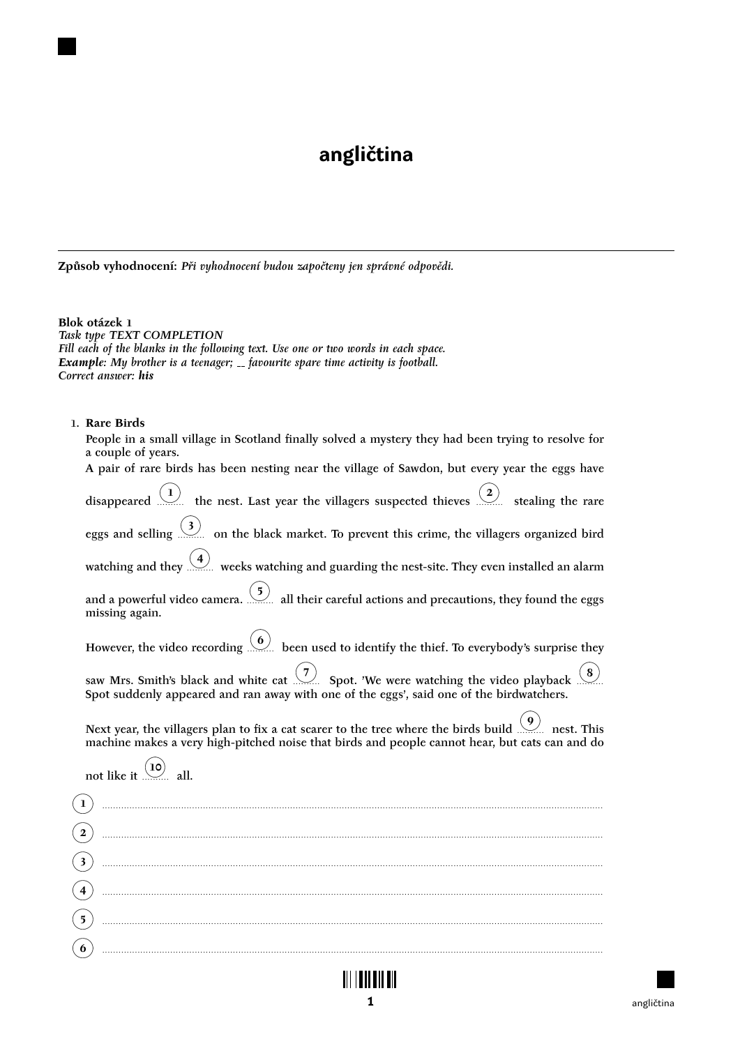# angličtina

**Způsob vyhodnocení:** *Při vyhodnocení budou započteny jen správné odpovědi.*

**Blok otázek 1**
*Task type TEXT COMPLETION*
*Fill each of the blanks in the following text. Use one or two words in each space.*
***Example****: My brother is a teenager; __ favourite spare time activity is football.*
*Correct answer:* ***his***

1. **Rare Birds**

   People in a small village in Scotland finally solved a mystery they had been trying to resolve for a couple of years.

   A pair of rare birds has been nesting near the village of Sawdon, but every year the eggs have disappeared (1) ........ the nest. Last year the villagers suspected thieves (2) ........ stealing the rare eggs and selling (3) ........ on the black market. To prevent this crime, the villagers organized bird watching and they (4) ........ weeks watching and guarding the nest-site. They even installed an alarm and a powerful video camera. (5) ........ all their careful actions and precautions, they found the eggs missing again.

   However, the video recording (6) ........ been used to identify the thief. To everybody's surprise they saw Mrs. Smith's black and white cat (7) ........ Spot. 'We were watching the video playback (8) ........ Spot suddenly appeared and ran away with one of the eggs', said one of the birdwatchers.

   Next year, the villagers plan to fix a cat scarer to the tree where the birds build (9) ........ nest. This machine makes a very high-pitched noise that birds and people cannot hear, but cats can and do not like it (10) ........ all.

(1) ..........................................................................................

(2) ..........................................................................................

(3) ..........................................................................................

(4) ..........................................................................................

(5) ..........................................................................................

(6) ..........................................................................................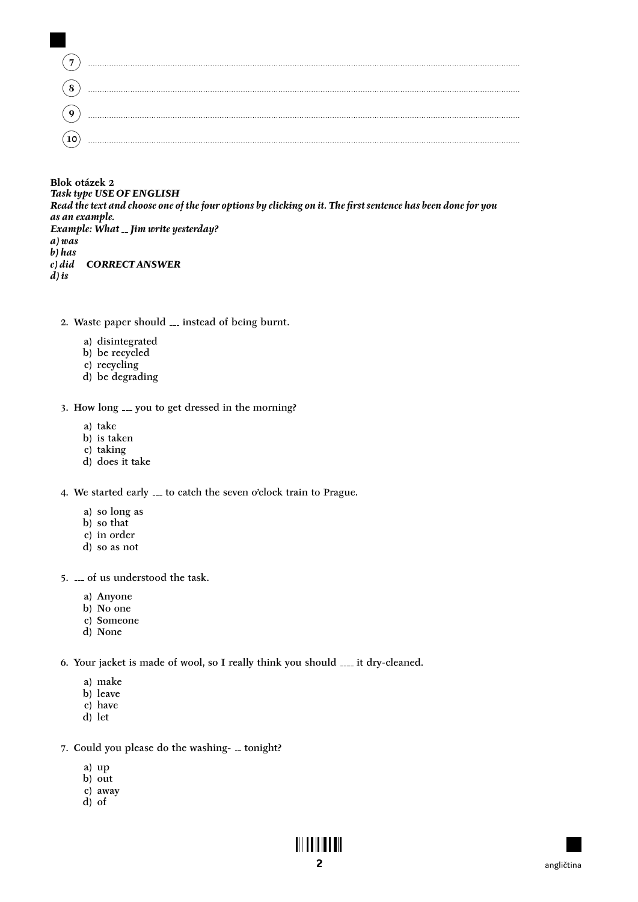7 .......................................................................................................................................................................................................

8 .......................................................................................................................................................................................................

9 .......................................................................................................................................................................................................

10 .......................................................................................................................................................................................................

**Blok otázek 2**
***Task type USE OF ENGLISH***
***Read the text and choose one of the four options by clicking on it. The first sentence has been done for you as an example.***
***Example: What __ Jim write yesterday?***
***a) was***
***b) has***
***c) did     CORRECT ANSWER***
***d) is***

2. Waste paper should ___ instead of being burnt.

   a) disintegrated
   b) be recycled
   c) recycling
   d) be degrading

3. How long ___ you to get dressed in the morning?

   a) take
   b) is taken
   c) taking
   d) does it take

4. We started early ___ to catch the seven o'clock train to Prague.

   a) so long as
   b) so that
   c) in order
   d) so as not

5. ___ of us understood the task.

   a) Anyone
   b) No one
   c) Someone
   d) None

6. Your jacket is made of wool, so I really think you should ____ it dry-cleaned.

   a) make
   b) leave
   c) have
   d) let

7. Could you please do the washing- __ tonight?

   a) up
   b) out
   c) away
   d) of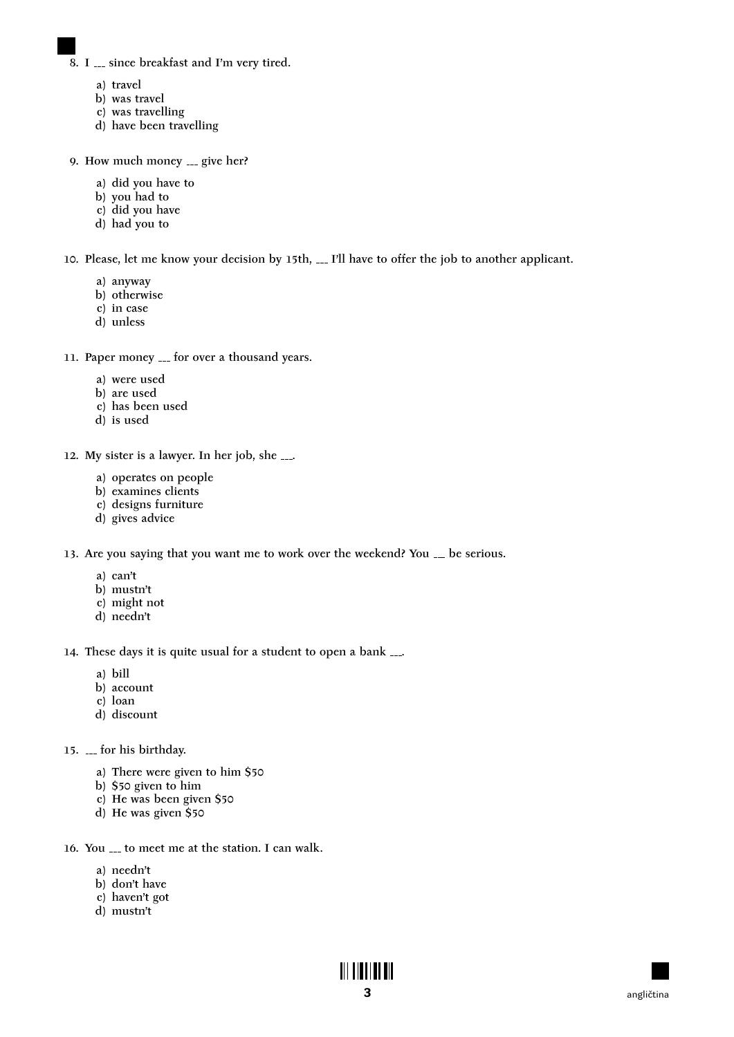8. I ___ since breakfast and I'm very tired.

   a) travel
   b) was travel
   c) was travelling
   d) have been travelling

9. How much money ___ give her?

   a) did you have to
   b) you had to
   c) did you have
   d) had you to

10. Please, let me know your decision by 15th, ___ I'll have to offer the job to another applicant.

    a) anyway
    b) otherwise
    c) in case
    d) unless

11. Paper money ___ for over a thousand years.

    a) were used
    b) are used
    c) has been used
    d) is used

12. My sister is a lawyer. In her job, she ___.

    a) operates on people
    b) examines clients
    c) designs furniture
    d) gives advice

13. Are you saying that you want me to work over the weekend? You __ be serious.

    a) can't
    b) mustn't
    c) might not
    d) needn't

14. These days it is quite usual for a student to open a bank ___.

    a) bill
    b) account
    c) loan
    d) discount

15. ___ for his birthday.

    a) There were given to him $50
    b) $50 given to him
    c) He was been given $50
    d) He was given $50

16. You ___ to meet me at the station. I can walk.

    a) needn't
    b) don't have
    c) haven't got
    d) mustn't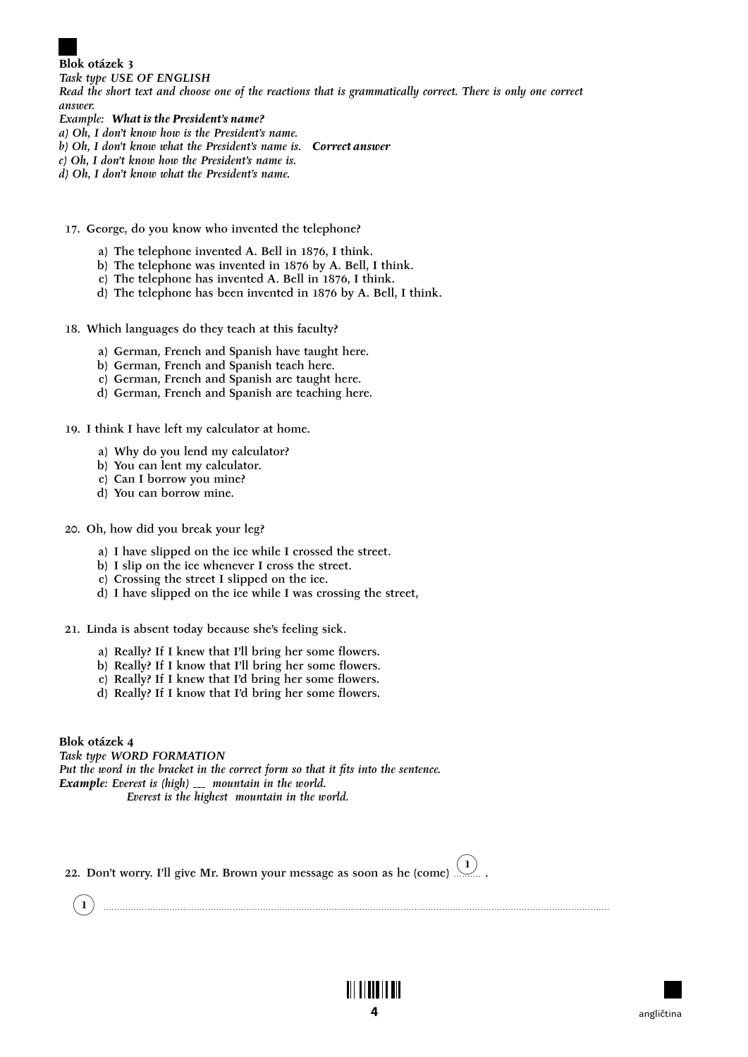**Blok otázek 3**

*Task type USE OF ENGLISH*

*Read the short text and choose one of the reactions that is grammatically correct. There is only one correct answer.*

*Example:* ***What is the President's name?***

*a) Oh, I don't know how is the President's name.*

*b) Oh, I don't know what the President's name is.* ***Correct answer***

*c) Oh, I don't know how the President's name is.*

*d) Oh, I don't know what the President's name.*

17. George, do you know who invented the telephone?
    - a) The telephone invented A. Bell in 1876, I think.
    - b) The telephone was invented in 1876 by A. Bell, I think.
    - c) The telephone has invented A. Bell in 1876, I think.
    - d) The telephone has been invented in 1876 by A. Bell, I think.

18. Which languages do they teach at this faculty?
    - a) German, French and Spanish have taught here.
    - b) German, French and Spanish teach here.
    - c) German, French and Spanish are taught here.
    - d) German, French and Spanish are teaching here.

19. I think I have left my calculator at home.
    - a) Why do you lend my calculator?
    - b) You can lent my calculator.
    - c) Can I borrow you mine?
    - d) You can borrow mine.

20. Oh, how did you break your leg?
    - a) I have slipped on the ice while I crossed the street.
    - b) I slip on the ice whenever I cross the street.
    - c) Crossing the street I slipped on the ice.
    - d) I have slipped on the ice while I was crossing the street,

21. Linda is absent today because she's feeling sick.
    - a) Really? If I knew that I'll bring her some flowers.
    - b) Really? If I know that I'll bring her some flowers.
    - c) Really? If I knew that I'd bring her some flowers.
    - d) Really? If I know that I'd bring her some flowers.

**Blok otázek 4**

*Task type WORD FORMATION*

*Put the word in the bracket in the correct form so that it fits into the sentence.*

***Example****: Everest is (high) ___ mountain in the world.*

*Everest is the highest mountain in the world.*

22. Don't worry. I'll give Mr. Brown your message as soon as he (come) (1) ........ .

(1) ..........................................................................................................................................................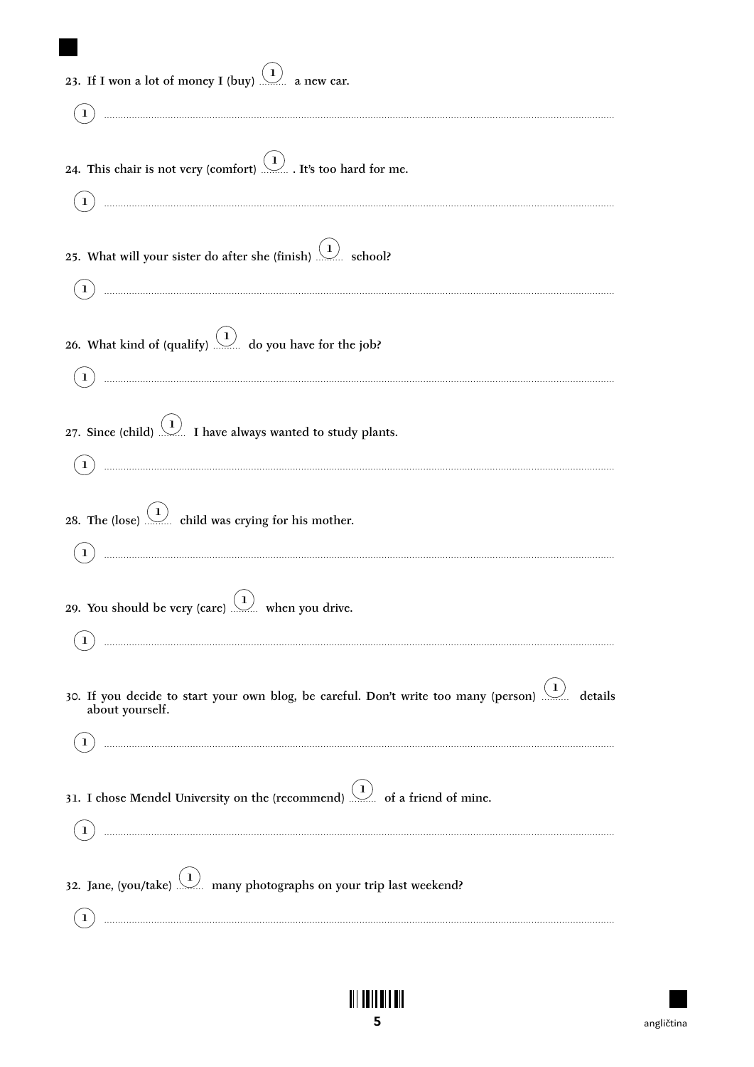23. If I won a lot of money I (buy) (1) ........ a new car.

(1) ............................................................................................................................................................

24. This chair is not very (comfort) (1) ........ . It's too hard for me.

(1) ............................................................................................................................................................

25. What will your sister do after she (finish) (1) ........ school?

(1) ............................................................................................................................................................

26. What kind of (qualify) (1) ........ do you have for the job?

(1) ............................................................................................................................................................

27. Since (child) (1) ........ I have always wanted to study plants.

(1) ............................................................................................................................................................

28. The (lose) (1) ........ child was crying for his mother.

(1) ............................................................................................................................................................

29. You should be very (care) (1) ........ when you drive.

(1) ............................................................................................................................................................

30. If you decide to start your own blog, be careful. Don't write too many (person) (1) ........ details about yourself.

(1) ............................................................................................................................................................

31. I chose Mendel University on the (recommend) (1) ........ of a friend of mine.

(1) ............................................................................................................................................................

32. Jane, (you/take) (1) ........ many photographs on your trip last weekend?

(1) ............................................................................................................................................................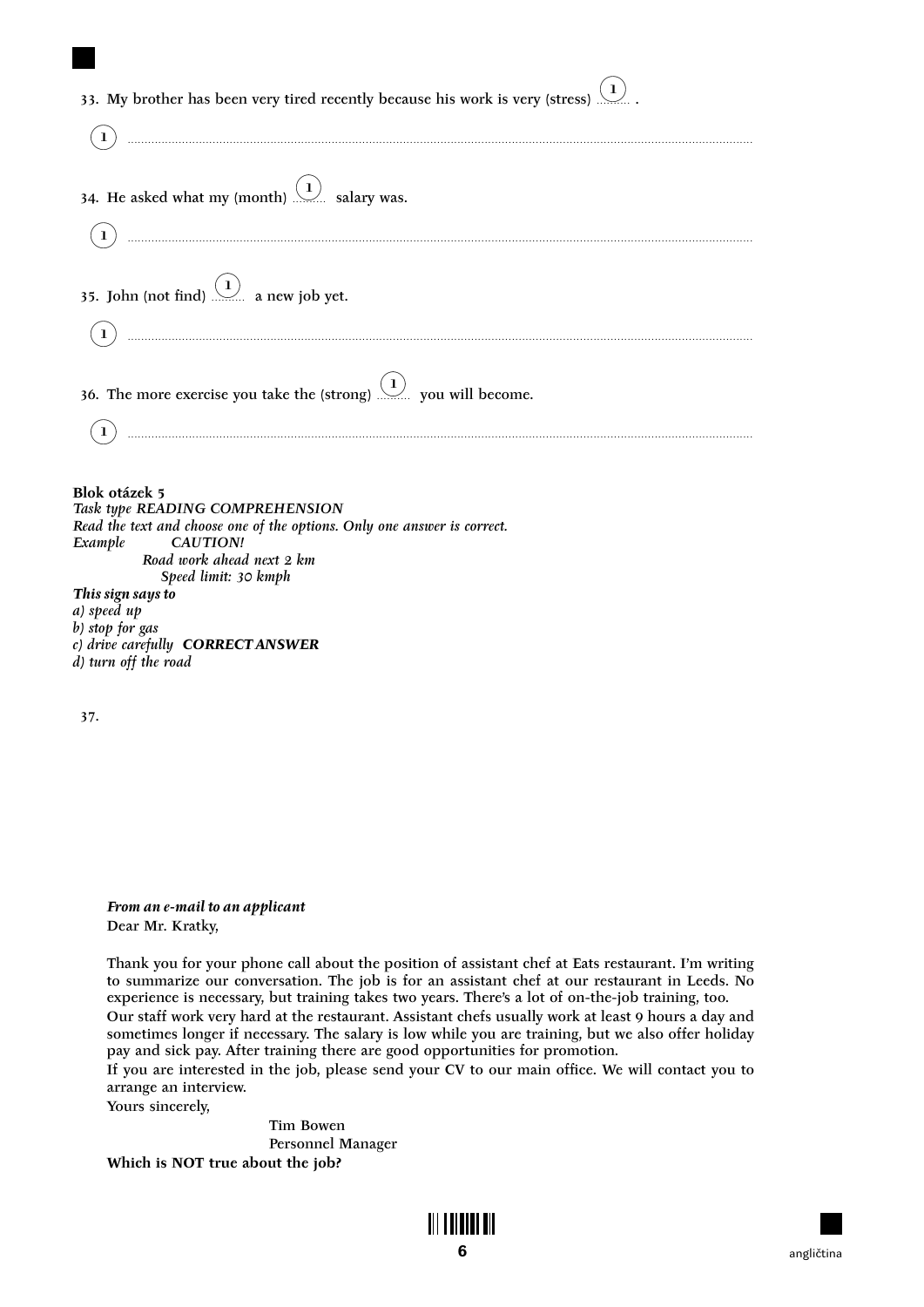33. My brother has been very tired recently because his work is very (stress) (1) ......... .

(1) ........................................................................................................................................................

34. He asked what my (month) (1) ......... salary was.

(1) ........................................................................................................................................................

35. John (not find) (1) ......... a new job yet.

(1) ........................................................................................................................................................

36. The more exercise you take the (strong) (1) ......... you will become.

(1) ........................................................................................................................................................

**Blok otázek 5**

*Task type **READING COMPREHENSION***

***Read the text and choose one of the options. Only one answer is correct.***

*Example* ***CAUTION!***

*Road work ahead next 2 km*

*Speed limit: 30 kmph*

***This sign says to***

*a) speed up*

*b) stop for gas*

*c) drive carefully* ***CORRECT ANSWER***

*d) turn off the road*

37.

***From an e-mail to an applicant***

Dear Mr. Kratky,

Thank you for your phone call about the position of assistant chef at Eats restaurant. I'm writing to summarize our conversation. The job is for an assistant chef at our restaurant in Leeds. No experience is necessary, but training takes two years. There's a lot of on-the-job training, too.
Our staff work very hard at the restaurant. Assistant chefs usually work at least 9 hours a day and sometimes longer if necessary. The salary is low while you are training, but we also offer holiday pay and sick pay. After training there are good opportunities for promotion.
If you are interested in the job, please send your CV to our main office. We will contact you to arrange an interview.

Yours sincerely,

Tim Bowen
Personnel Manager

**Which is NOT true about the job?**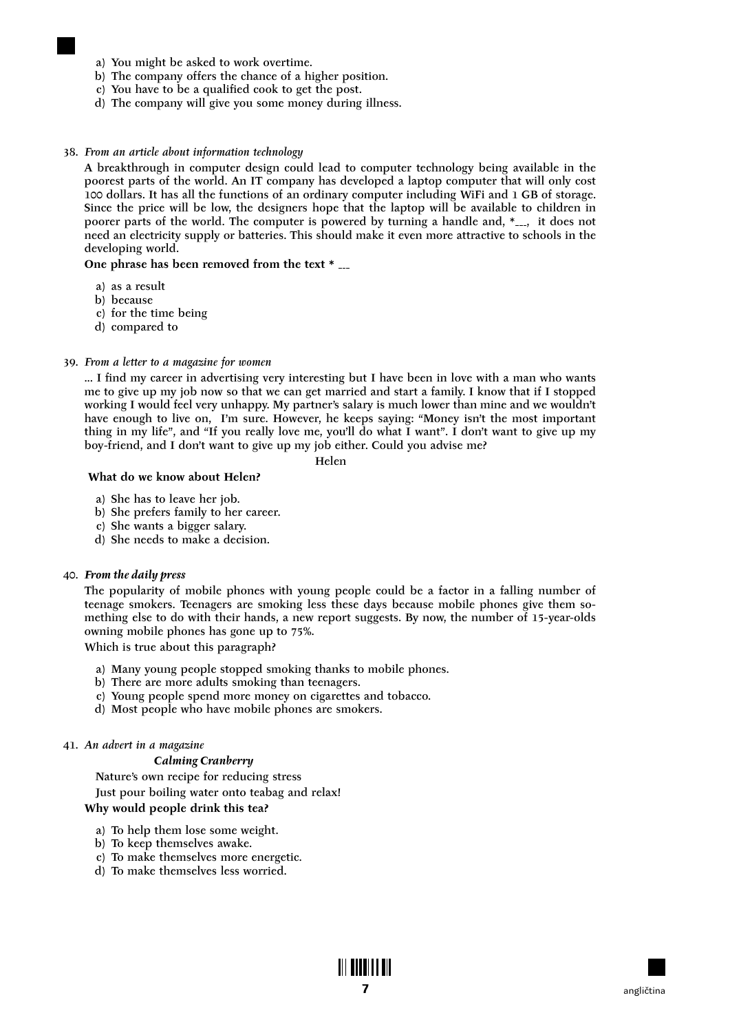a) You might be asked to work overtime.
b) The company offers the chance of a higher position.
c) You have to be a qualified cook to get the post.
d) The company will give you some money during illness.

38. *From an article about information technology*

A breakthrough in computer design could lead to computer technology being available in the poorest parts of the world. An IT company has developed a laptop computer that will only cost 100 dollars. It has all the functions of an ordinary computer including WiFi and 1 GB of storage. Since the price will be low, the designers hope that the laptop will be available to children in poorer parts of the world. The computer is powered by turning a handle and, *\_\_\_, it does not need an electricity supply or batteries. This should make it even more attractive to schools in the developing world.

**One phrase has been removed from the text * \_\_\_**

a) as a result
b) because
c) for the time being
d) compared to

39. *From a letter to a magazine for women*

... I find my career in advertising very interesting but I have been in love with a man who wants me to give up my job now so that we can get married and start a family. I know that if I stopped working I would feel very unhappy. My partner's salary is much lower than mine and we wouldn't have enough to live on, I'm sure. However, he keeps saying: "Money isn't the most important thing in my life", and "If you really love me, you'll do what I want". I don't want to give up my boy-friend, and I don't want to give up my job either. Could you advise me?

Helen

**What do we know about Helen?**

a) She has to leave her job.
b) She prefers family to her career.
c) She wants a bigger salary.
d) She needs to make a decision.

40. ***From the daily press***

The popularity of mobile phones with young people could be a factor in a falling number of teenage smokers. Teenagers are smoking less these days because mobile phones give them something else to do with their hands, a new report suggests. By now, the number of 15-year-olds owning mobile phones has gone up to 75%.

Which is true about this paragraph?

a) Many young people stopped smoking thanks to mobile phones.
b) There are more adults smoking than teenagers.
c) Young people spend more money on cigarettes and tobacco.
d) Most people who have mobile phones are smokers.

41. *An advert in a magazine*

***Calming Cranberry***

Nature's own recipe for reducing stress

Just pour boiling water onto teabag and relax!

**Why would people drink this tea?**

a) To help them lose some weight.
b) To keep themselves awake.
c) To make themselves more energetic.
d) To make themselves less worried.